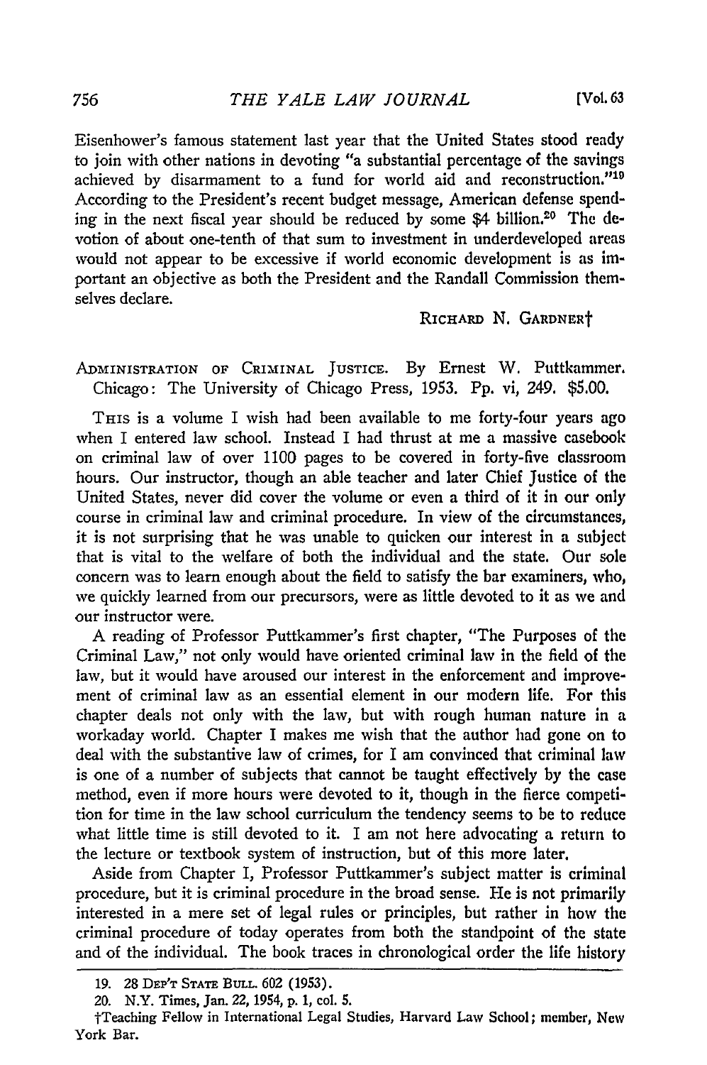Eisenhower's famous statement last year that the United States stood ready to join with other nations in devoting "a substantial percentage of the savings achieved by disarmament to a fund for world aid and reconstruction."[19] According to the President's recent budget message, American defense spending in the next fiscal year should be reduced by some $4 billion.[20] The devotion of about one-tenth of that sum to investment in underdeveloped areas would not appear to be excessive if world economic development is as important an objective as both the President and the Randall Commission themselves declare.

RICHARD N. GARDNER†

ADMINISTRATION OF CRIMINAL JUSTICE. By Ernest W. Puttkammer. Chicago: The University of Chicago Press, 1953. Pp. vi, 249. $5.00.

THIS is a volume I wish had been available to me forty-four years ago when I entered law school. Instead I had thrust at me a massive casebook on criminal law of over 1100 pages to be covered in forty-five classroom hours. Our instructor, though an able teacher and later Chief Justice of the United States, never did cover the volume or even a third of it in our only course in criminal law and criminal procedure. In view of the circumstances, it is not surprising that he was unable to quicken our interest in a subject that is vital to the welfare of both the individual and the state. Our sole concern was to learn enough about the field to satisfy the bar examiners, who, we quickly learned from our precursors, were as little devoted to it as we and our instructor were.

A reading of Professor Puttkammer's first chapter, "The Purposes of the Criminal Law," not only would have oriented criminal law in the field of the law, but it would have aroused our interest in the enforcement and improvement of criminal law as an essential element in our modern life. For this chapter deals not only with the law, but with rough human nature in a workaday world. Chapter I makes me wish that the author had gone on to deal with the substantive law of crimes, for I am convinced that criminal law is one of a number of subjects that cannot be taught effectively by the case method, even if more hours were devoted to it, though in the fierce competition for time in the law school curriculum the tendency seems to be to reduce what little time is still devoted to it. I am not here advocating a return to the lecture or textbook system of instruction, but of this more later.

Aside from Chapter I, Professor Puttkammer's subject matter is criminal procedure, but it is criminal procedure in the broad sense. He is not primarily interested in a mere set of legal rules or principles, but rather in how the criminal procedure of today operates from both the standpoint of the state and of the individual. The book traces in chronological order the life history

---

19. 28 DEP'T STATE BULL. 602 (1953).

20. N.Y. Times, Jan. 22, 1954, p. 1, col. 5.

†Teaching Fellow in International Legal Studies, Harvard Law School; member, New York Bar.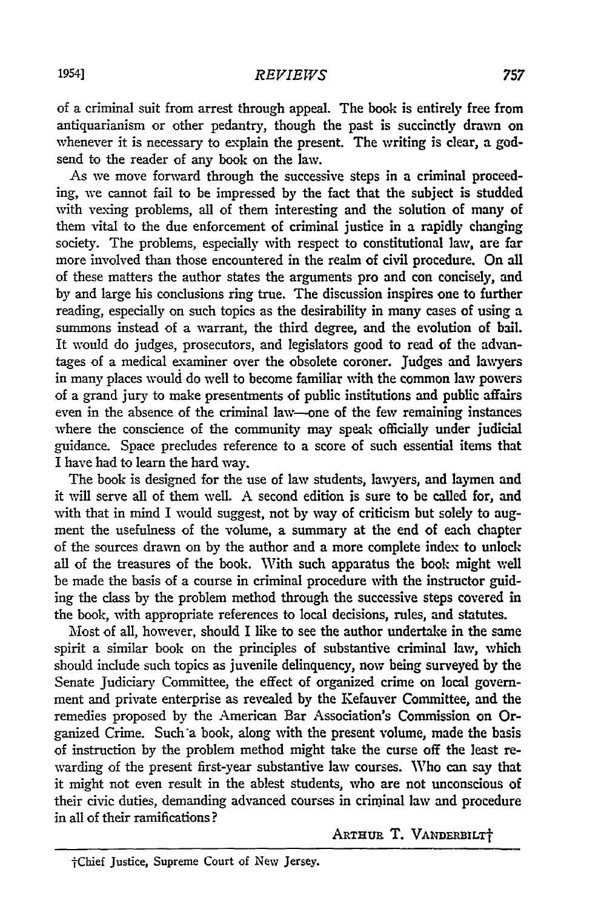of a criminal suit from arrest through appeal. The book is entirely free from antiquarianism or other pedantry, though the past is succinctly drawn on whenever it is necessary to explain the present. The writing is clear, a godsend to the reader of any book on the law.

As we move forward through the successive steps in a criminal proceeding, we cannot fail to be impressed by the fact that the subject is studded with vexing problems, all of them interesting and the solution of many of them vital to the due enforcement of criminal justice in a rapidly changing society. The problems, especially with respect to constitutional law, are far more involved than those encountered in the realm of civil procedure. On all of these matters the author states the arguments pro and con concisely, and by and large his conclusions ring true. The discussion inspires one to further reading, especially on such topics as the desirability in many cases of using a summons instead of a warrant, the third degree, and the evolution of bail. It would do judges, prosecutors, and legislators good to read of the advantages of a medical examiner over the obsolete coroner. Judges and lawyers in many places would do well to become familiar with the common law powers of a grand jury to make presentments of public institutions and public affairs even in the absence of the criminal law—one of the few remaining instances where the conscience of the community may speak officially under judicial guidance. Space precludes reference to a score of such essential items that I have had to learn the hard way.

The book is designed for the use of law students, lawyers, and laymen and it will serve all of them well. A second edition is sure to be called for, and with that in mind I would suggest, not by way of criticism but solely to augment the usefulness of the volume, a summary at the end of each chapter of the sources drawn on by the author and a more complete index to unlock all of the treasures of the book. With such apparatus the book might well be made the basis of a course in criminal procedure with the instructor guiding the class by the problem method through the successive steps covered in the book, with appropriate references to local decisions, rules, and statutes.

Most of all, however, should I like to see the author undertake in the same spirit a similar book on the principles of substantive criminal law, which should include such topics as juvenile delinquency, now being surveyed by the Senate Judiciary Committee, the effect of organized crime on local government and private enterprise as revealed by the Kefauver Committee, and the remedies proposed by the American Bar Association's Commission on Organized Crime. Such a book, along with the present volume, made the basis of instruction by the problem method might take the curse off the least rewarding of the present first-year substantive law courses. Who can say that it might not even result in the ablest students, who are not unconscious of their civic duties, demanding advanced courses in criminal law and procedure in all of their ramifications?

ARTHUR T. VANDERBILT†

†Chief Justice, Supreme Court of New Jersey.